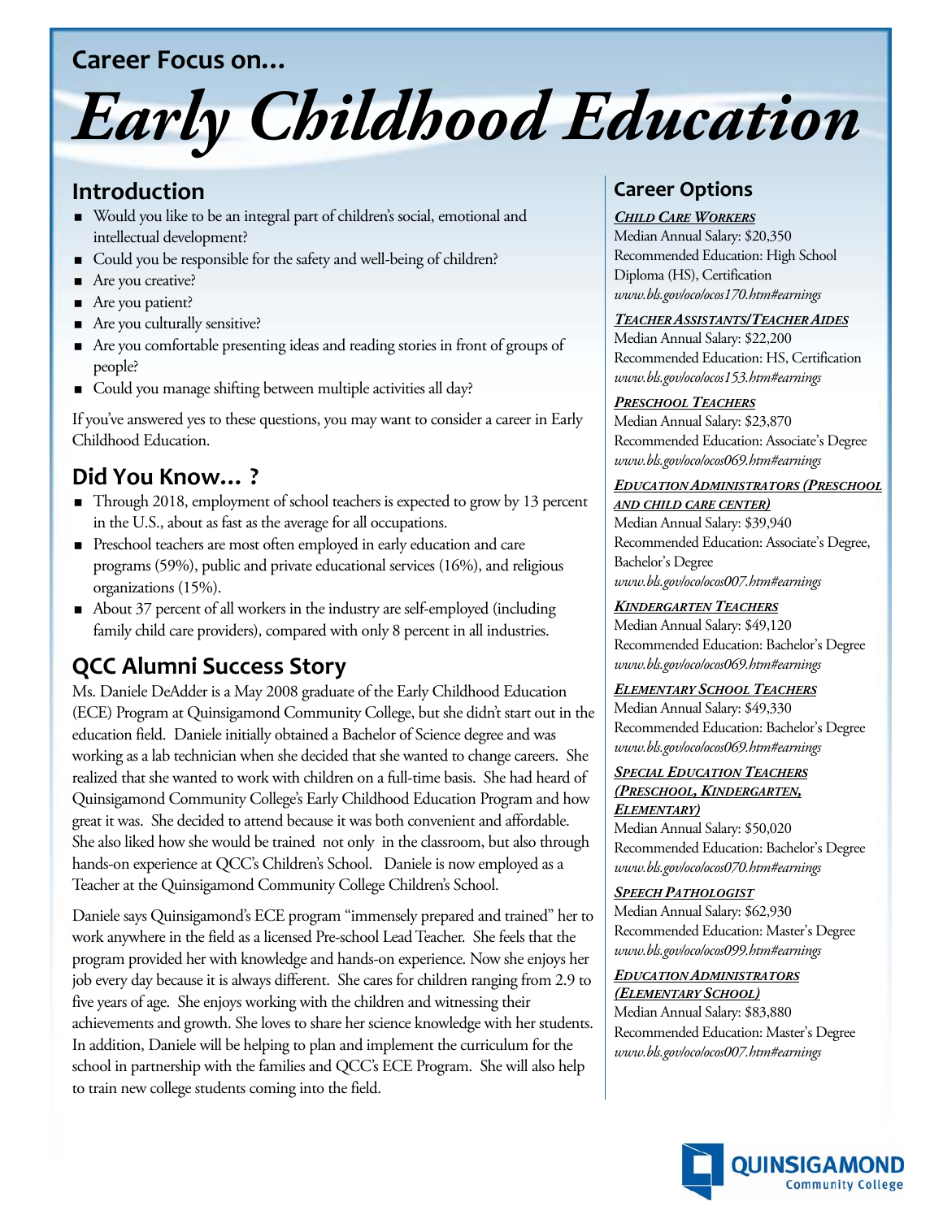Career Focus on...

# Early Childhood Education

## Introduction

- Would you like to be an integral part of children's social, emotional and intellectual development?
- Could you be responsible for the safety and well-being of children?
- Are you creative?
- Are you patient?
- Are you culturally sensitive?
- Are you comfortable presenting ideas and reading stories in front of groups of people?
- Could you manage shifting between multiple activities all day?

If you've answered yes to these questions, you may want to consider a career in Early Childhood Education.

## Did You Know... ?

- Through 2018, employment of school teachers is expected to grow by 13 percent in the U.S., about as fast as the average for all occupations.
- Preschool teachers are most often employed in early education and care programs (59%), public and private educational services (16%), and religious organizations (15%).
- About 37 percent of all workers in the industry are self-employed (including family child care providers), compared with only 8 percent in all industries.

## QCC Alumni Success Story

Ms. Daniele DeAdder is a May 2008 graduate of the Early Childhood Education (ECE) Program at Quinsigamond Community College, but she didn't start out in the education field. Daniele initially obtained a Bachelor of Science degree and was working as a lab technician when she decided that she wanted to change careers. She realized that she wanted to work with children on a full-time basis. She had heard of Quinsigamond Community College's Early Childhood Education Program and how great it was. She decided to attend because it was both convenient and affordable. She also liked how she would be trained not only in the classroom, but also through hands-on experience at QCC's Children's School. Daniele is now employed as a Teacher at the Quinsigamond Community College Children's School.

Daniele says Quinsigamond's ECE program "immensely prepared and trained" her to work anywhere in the field as a licensed Pre-school Lead Teacher. She feels that the program provided her with knowledge and hands-on experience. Now she enjoys her job every day because it is always different. She cares for children ranging from 2.9 to five years of age. She enjoys working with the children and witnessing their achievements and growth. She loves to share her science knowledge with her students. In addition, Daniele will be helping to plan and implement the curriculum for the school in partnership with the families and QCC's ECE Program. She will also help to train new college students coming into the field.

## Career Options

***Child Care Workers***
Median Annual Salary: $20,350
Recommended Education: High School Diploma (HS), Certification
*www.bls.gov/oco/ocos170.htm#earnings*

***Teacher Assistants/Teacher Aides***
Median Annual Salary: $22,200
Recommended Education: HS, Certification
*www.bls.gov/oco/ocos153.htm#earnings*

***Preschool Teachers***
Median Annual Salary: $23,870
Recommended Education: Associate's Degree
*www.bls.gov/oco/ocos069.htm#earnings*

***Education Administrators (Preschool and child care center)***
Median Annual Salary: $39,940
Recommended Education: Associate's Degree, Bachelor's Degree
*www.bls.gov/oco/ocos007.htm#earnings*

***Kindergarten Teachers***
Median Annual Salary: $49,120
Recommended Education: Bachelor's Degree
*www.bls.gov/oco/ocos069.htm#earnings*

***Elementary School Teachers***
Median Annual Salary: $49,330
Recommended Education: Bachelor's Degree
*www.bls.gov/oco/ocos069.htm#earnings*

***Special Education Teachers (Preschool, Kindergarten, Elementary)***
Median Annual Salary: $50,020
Recommended Education: Bachelor's Degree
*www.bls.gov/oco/ocos070.htm#earnings*

***Speech Pathologist***
Median Annual Salary: $62,930
Recommended Education: Master's Degree
*www.bls.gov/oco/ocos099.htm#earnings*

***Education Administrators (Elementary School)***
Median Annual Salary: $83,880
Recommended Education: Master's Degree
*www.bls.gov/oco/ocos007.htm#earnings*

QUINSIGAMOND Community College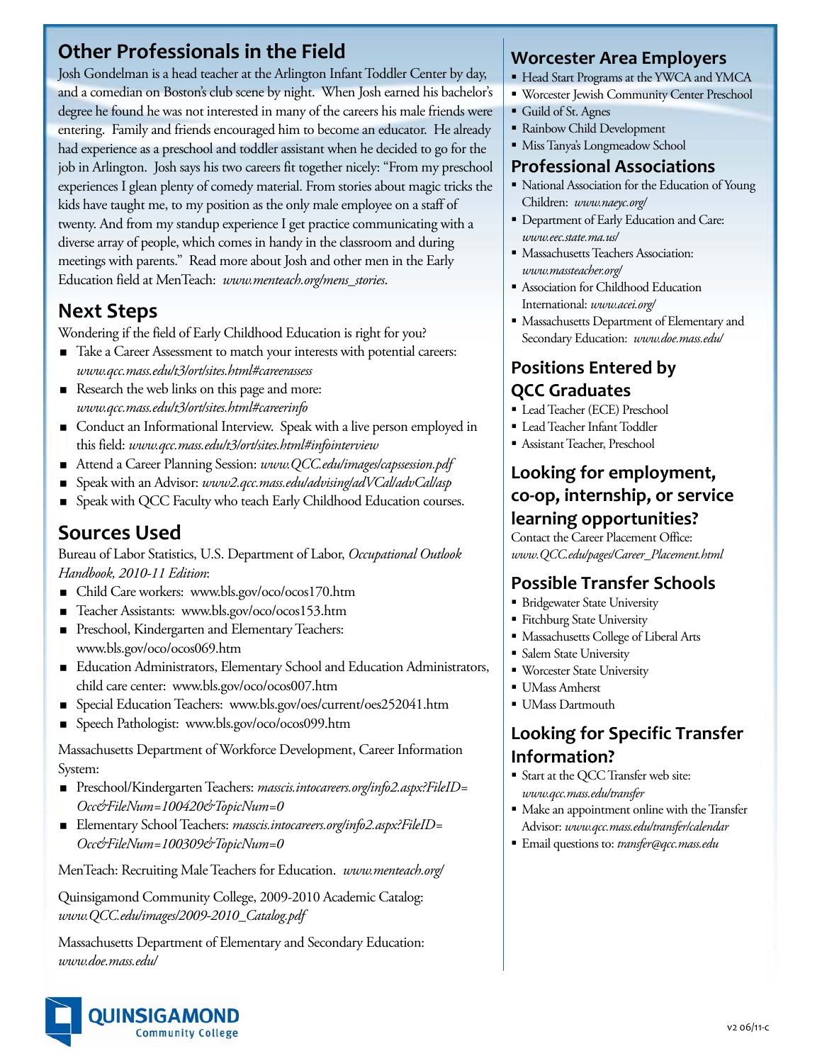## Other Professionals in the Field

Josh Gondelman is a head teacher at the Arlington Infant Toddler Center by day, and a comedian on Boston's club scene by night. When Josh earned his bachelor's degree he found he was not interested in many of the careers his male friends were entering. Family and friends encouraged him to become an educator. He already had experience as a preschool and toddler assistant when he decided to go for the job in Arlington. Josh says his two careers fit together nicely: "From my preschool experiences I glean plenty of comedy material. From stories about magic tricks the kids have taught me, to my position as the only male employee on a staff of twenty. And from my standup experience I get practice communicating with a diverse array of people, which comes in handy in the classroom and during meetings with parents." Read more about Josh and other men in the Early Education field at MenTeach: *www.menteach.org/mens_stories*.

## Next Steps

Wondering if the field of Early Childhood Education is right for you?

- Take a Career Assessment to match your interests with potential careers: *www.qcc.mass.edu/t3/ort/sites.html#careerassess*
- Research the web links on this page and more: *www.qcc.mass.edu/t3/ort/sites.html#careerinfo*
- Conduct an Informational Interview. Speak with a live person employed in this field: *www.qcc.mass.edu/t3/ort/sites.html#infointerview*
- Attend a Career Planning Session: *www.QCC.edu/images/capssession.pdf*
- Speak with an Advisor: *www2.qcc.mass.edu/advising/adVCal/advCal/asp*
- Speak with QCC Faculty who teach Early Childhood Education courses.

## Sources Used

Bureau of Labor Statistics, U.S. Department of Labor, *Occupational Outlook Handbook, 2010-11 Edition*:

- Child Care workers: www.bls.gov/oco/ocos170.htm
- Teacher Assistants: www.bls.gov/oco/ocos153.htm
- Preschool, Kindergarten and Elementary Teachers: www.bls.gov/oco/ocos069.htm
- Education Administrators, Elementary School and Education Administrators, child care center: www.bls.gov/oco/ocos007.htm
- Special Education Teachers: www.bls.gov/oes/current/oes252041.htm
- Speech Pathologist: www.bls.gov/oco/ocos099.htm

Massachusetts Department of Workforce Development, Career Information System:

- Preschool/Kindergarten Teachers: *masscis.intocareers.org/info2.aspx?FileID=Occ&FileNum=100420&TopicNum=0*
- Elementary School Teachers: *masscis.intocareers.org/info2.aspx?FileID=Occ&FileNum=100309&TopicNum=0*

MenTeach: Recruiting Male Teachers for Education. *www.menteach.org/*

Quinsigamond Community College, 2009-2010 Academic Catalog: *www.QCC.edu/images/2009-2010_Catalog.pdf*

Massachusetts Department of Elementary and Secondary Education: *www.doe.mass.edu/*

## Worcester Area Employers

- Head Start Programs at the YWCA and YMCA
- Worcester Jewish Community Center Preschool
- Guild of St. Agnes
- Rainbow Child Development
- Miss Tanya's Longmeadow School

## Professional Associations

- National Association for the Education of Young Children: *www.naeyc.org/*
- Department of Early Education and Care: *www.eec.state.ma.us/*
- Massachusetts Teachers Association: *www.massteacher.org/*
- Association for Childhood Education International: *www.acei.org/*
- Massachusetts Department of Elementary and Secondary Education: *www.doe.mass.edu/*

## Positions Entered by QCC Graduates

- Lead Teacher (ECE) Preschool
- Lead Teacher Infant Toddler
- Assistant Teacher, Preschool

## Looking for employment, co-op, internship, or service learning opportunities?

Contact the Career Placement Office: *www.QCC.edu/pages/Career_Placement.html*

## Possible Transfer Schools

- Bridgewater State University
- Fitchburg State University
- Massachusetts College of Liberal Arts
- Salem State University
- Worcester State University
- UMass Amherst
- UMass Dartmouth

## Looking for Specific Transfer Information?

- Start at the QCC Transfer web site: *www.qcc.mass.edu/transfer*
- Make an appointment online with the Transfer Advisor: *www.qcc.mass.edu/transfer/calendar*
- Email questions to: *transfer@qcc.mass.edu*

QUINSIGAMOND Community College

v2 06/11-c